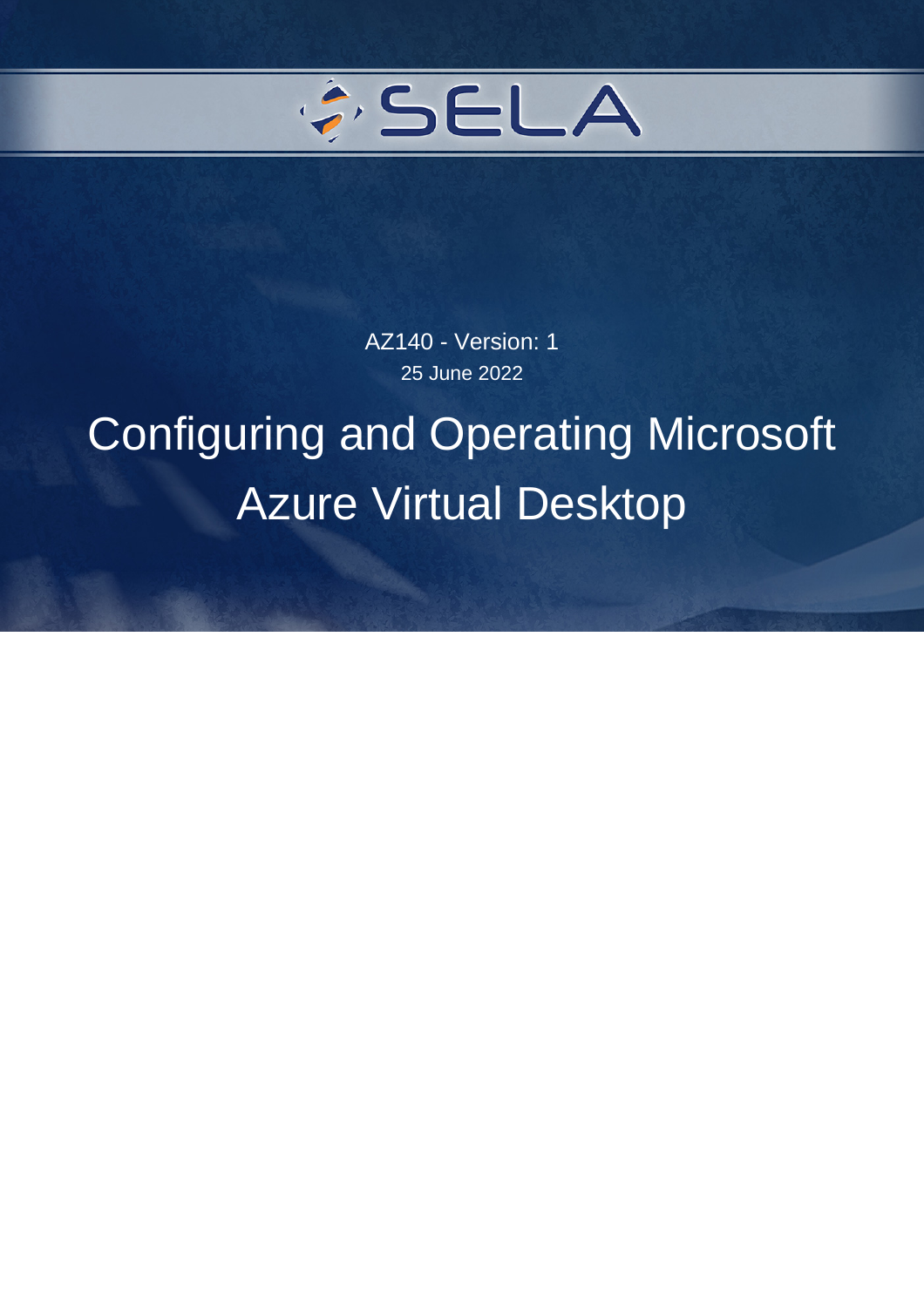SELA

AZ140 - Version: 1

25 June 2022

# Configuring and Operating Microsoft Azure Virtual Desktop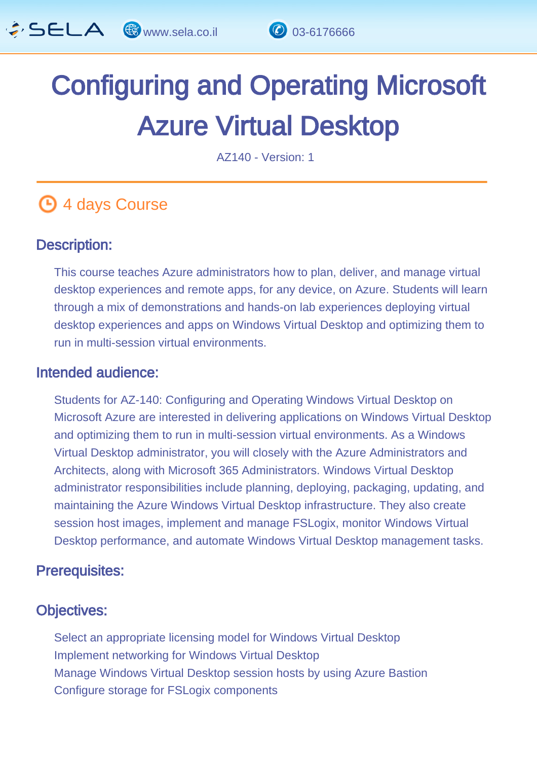# Configuring and Operating Microsoft Azure Virtual Desktop

AZ140 - Version: 1

4 days Course

## Description:

This course teaches Azure administrators how to plan, deliver, and manage virtual desktop experiences and remote apps, for any device, on Azure. Students will learn through a mix of demonstrations and hands-on lab experiences deploying virtual desktop experiences and apps on Windows Virtual Desktop and optimizing them to run in multi-session virtual environments.

## Intended audience:

Students for AZ-140: Configuring and Operating Windows Virtual Desktop on Microsoft Azure are interested in delivering applications on Windows Virtual Desktop and optimizing them to run in multi-session virtual environments. As a Windows Virtual Desktop administrator, you will closely with the Azure Administrators and Architects, along with Microsoft 365 Administrators. Windows Virtual Desktop administrator responsibilities include planning, deploying, packaging, updating, and maintaining the Azure Windows Virtual Desktop infrastructure. They also create session host images, implement and manage FSLogix, monitor Windows Virtual Desktop performance, and automate Windows Virtual Desktop management tasks.

## Prerequisites:

## Objectives:

Select an appropriate licensing model for Windows Virtual Desktop
Implement networking for Windows Virtual Desktop
Manage Windows Virtual Desktop session hosts by using Azure Bastion
Configure storage for FSLogix components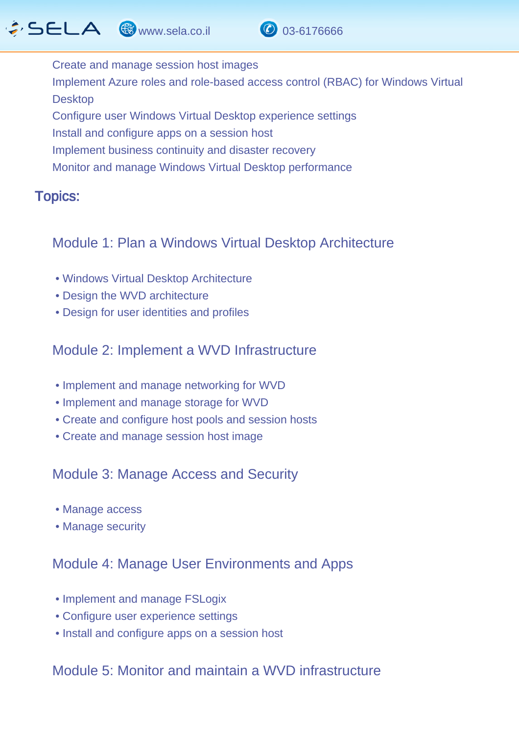Create and manage session host images
Implement Azure roles and role-based access control (RBAC) for Windows Virtual Desktop
Configure user Windows Virtual Desktop experience settings
Install and configure apps on a session host
Implement business continuity and disaster recovery
Monitor and manage Windows Virtual Desktop performance

## Topics:

### Module 1: Plan a Windows Virtual Desktop Architecture

- Windows Virtual Desktop Architecture
- Design the WVD architecture
- Design for user identities and profiles

### Module 2: Implement a WVD Infrastructure

- Implement and manage networking for WVD
- Implement and manage storage for WVD
- Create and configure host pools and session hosts
- Create and manage session host image

### Module 3: Manage Access and Security

- Manage access
- Manage security

### Module 4: Manage User Environments and Apps

- Implement and manage FSLogix
- Configure user experience settings
- Install and configure apps on a session host

### Module 5: Monitor and maintain a WVD infrastructure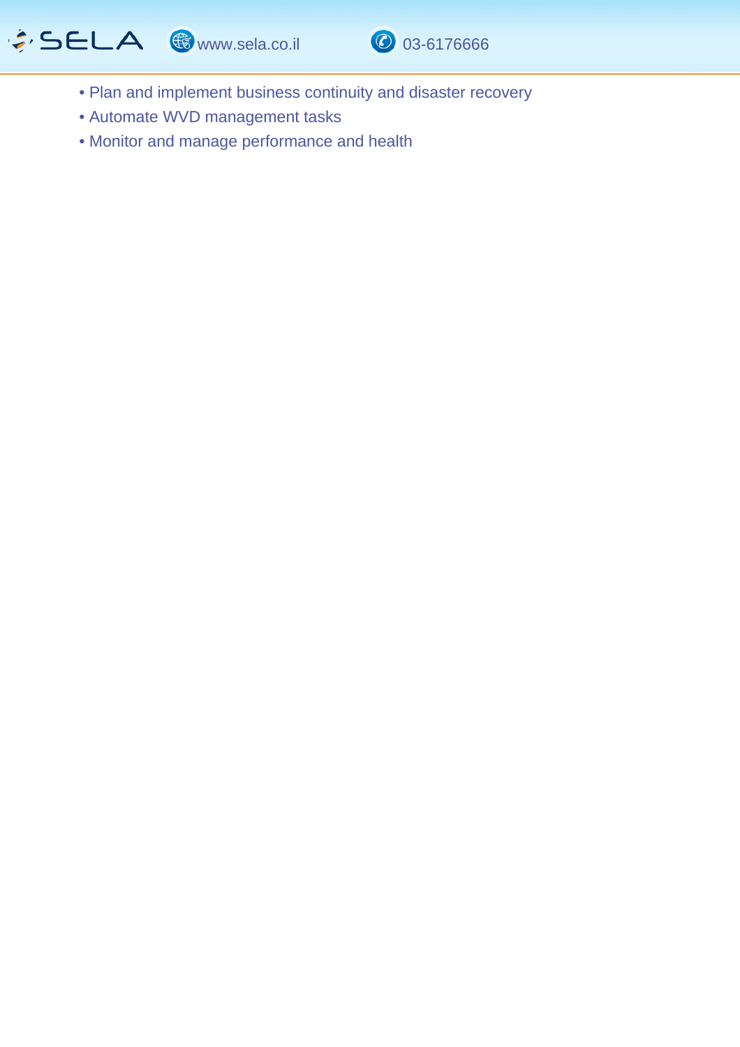- Plan and implement business continuity and disaster recovery
- Automate WVD management tasks
- Monitor and manage performance and health